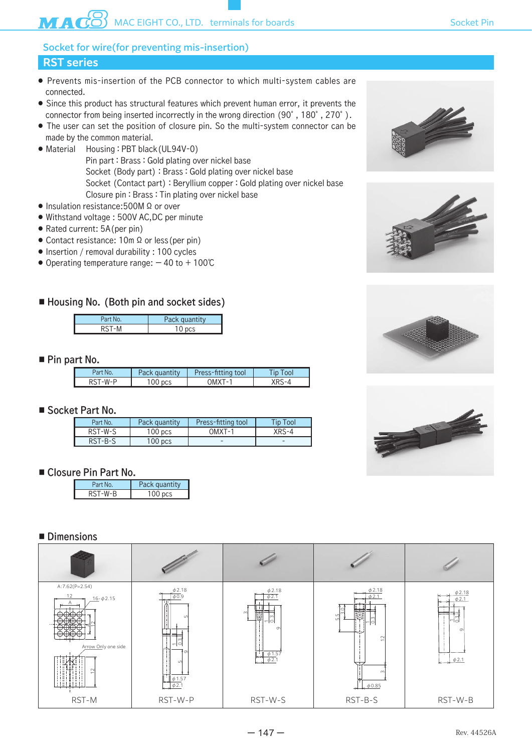## Socket for wire(for preventing mis-insertion)

# RST series

- Prevents mis-insertion of the PCB connector to which multi-system cables are connected.
- Since this product has structural features which prevent human error, it prevents the connector from being inserted incorrectly in the wrong direction (90˚, 180˚, 270˚).
- The user can set the position of closure pin. So the multi-system connector can be made by the common material.
- Material Housing : PBT black (UL94V-0)
  Pin part : Brass : Gold plating over nickel base
  Socket (Body part) : Brass : Gold plating over nickel base
  Socket (Contact part) : Beryllium copper : Gold plating over nickel base
  Closure pin : Brass : Tin plating over nickel base
- Insulation resistance:500M Ω or over
- Withstand voltage : 500V AC,DC per minute
- Rated current: 5A (per pin)
- Contact resistance: 10m Ω or less (per pin)
- Insertion / removal durability : 100 cycles
- Operating temperature range: − 40 to + 100℃

### ■ Housing No. (Both pin and socket sides)

| Part No. | Pack quantity |
|---|---|
| RST-M | 10 pcs |

### ■ Pin part No.

| Part No. | Pack quantity | Press-fitting tool | Tip Tool |
|---|---|---|---|
| RST-W-P | 100 pcs | OMXT-1 | XRS-4 |

### ■ Socket Part No.

| Part No. | Pack quantity | Press-fitting tool | Tip Tool |
|---|---|---|---|
| RST-W-S | 100 pcs | OMXT-1 | XRS-4 |
| RST-B-S | 100 pcs | - | - |

### ■ Closure Pin Part No.

| Part No. | Pack quantity |
|---|---|
| RST-W-B | 100 pcs |

### ■ Dimensions

| RST-M | RST-W-P | RST-W-S | RST-B-S | RST-W-B |
|---|---|---|---|---|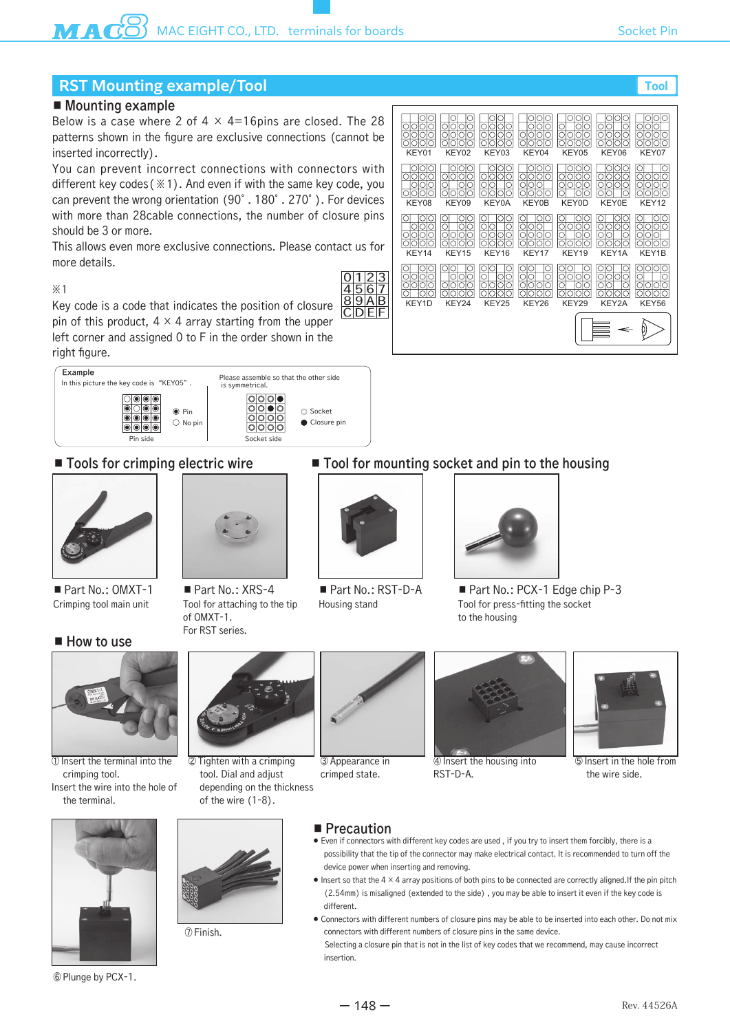## RST Mounting example/Tool

Tool

### ■ Mounting example

Below is a case where 2 of 4 × 4=16pins are closed. The 28 patterns shown in the figure are exclusive connections (cannot be inserted incorrectly).

You can prevent incorrect connections with connectors with different key codes(※1). And even if with the same key code, you can prevent the wrong orientation (90°. 180°. 270°). For devices with more than 28cable connections, the number of closure pins should be 3 or more.

This allows even more exclusive connections. Please contact us for more details.

※1

Key code is a code that indicates the position of closure pin of this product, 4 × 4 array starting from the upper left corner and assigned 0 to F in the order shown in the right figure.

| | | | |
|---|---|---|---|
| 0 | 1 | 2 | 3 |
| 4 | 5 | 6 | 7 |
| 8 | 9 | A | B |
| C | D | E | F |

KEY01 KEY02 KEY03 KEY04 KEY05 KEY06 KEY07

KEY08 KEY09 KEY0A KEY0B KEY0D KEY0E KEY12

KEY14 KEY15 KEY16 KEY17 KEY19 KEY1A KEY1B

KEY1D KEY24 KEY25 KEY26 KEY29 KEY2A KEY56

**Example**

In this picture the key code is "KEY05".

Pin side: ● Pin ○ No pin

Please assemble so that the other side is symmetrical.

Socket side: ○ Socket ● Closure pin

### ■ Tools for crimping electric wire

■ Part No.: OMXT-1
Crimping tool main unit

■ Part No.: XRS-4
Tool for attaching to the tip of OMXT-1.
For RST series.

### ■ Tool for mounting socket and pin to the housing

■ Part No.: RST-D-A
Housing stand

■ Part No.: PCX-1 Edge chip P-3
Tool for press-fitting the socket to the housing

### ■ How to use

① Insert the terminal into the crimping tool.
Insert the wire into the hole of the terminal.

② Tighten with a crimping tool. Dial and adjust depending on the thickness of the wire (1-8).

③ Appearance in crimped state.

④ Insert the housing into RST-D-A.

⑤ Insert in the hole from the wire side.

⑥ Plunge by PCX-1.

⑦ Finish.

### ■ Precaution

- Even if connectors with different key codes are used , if you try to insert them forcibly, there is a possibility that the tip of the connector may make electrical contact. It is recommended to turn off the device power when inserting and removing.
- Insert so that the 4 × 4 array positions of both pins to be connected are correctly aligned.If the pin pitch (2.54mm) is misaligned (extended to the side) , you may be able to insert it even if the key code is different.
- Connectors with different numbers of closure pins may be able to be inserted into each other. Do not mix connectors with different numbers of closure pins in the same device.
  Selecting a closure pin that is not in the list of key codes that we recommend, may cause incorrect insertion.

Rev. 44526A